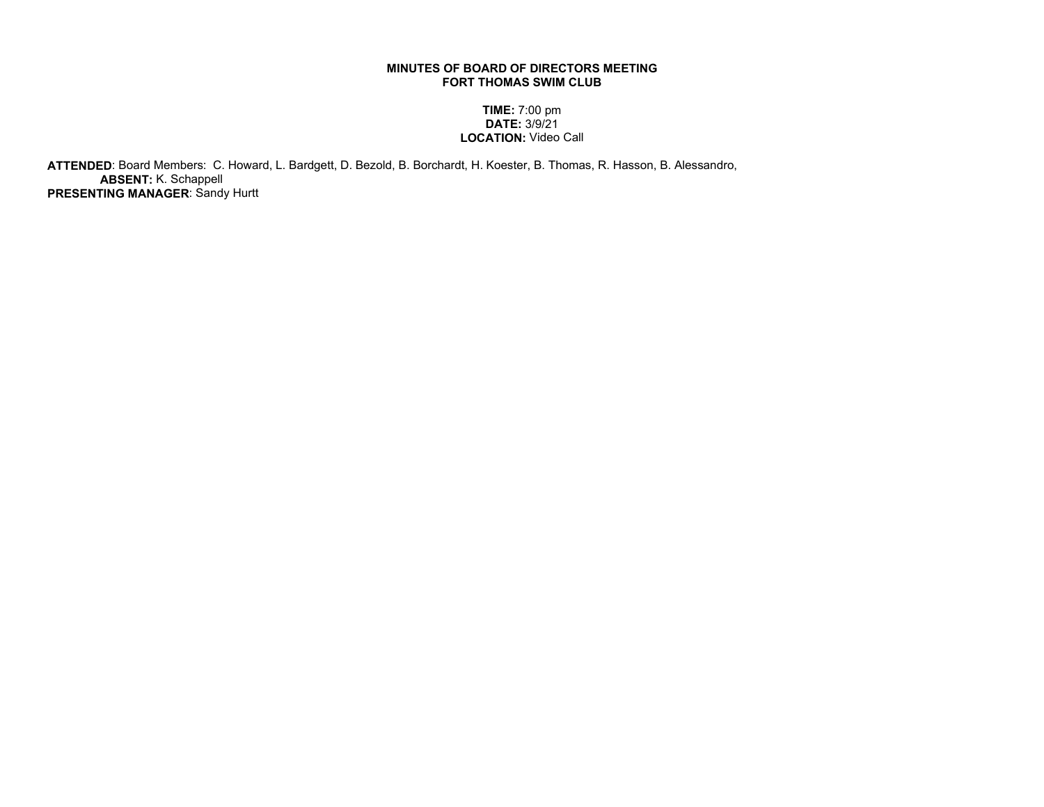**MINUTES OF BOARD OF DIRECTORS MEETING**
**FORT THOMAS SWIM CLUB**

**TIME:** 7:00 pm
**DATE:** 3/9/21
**LOCATION:** Video Call

**ATTENDED**: Board Members: C. Howard, L. Bardgett, D. Bezold, B. Borchardt, H. Koester, B. Thomas, R. Hasson, B. Alessandro,
**ABSENT:** K. Schappell
**PRESENTING MANAGER**: Sandy Hurtt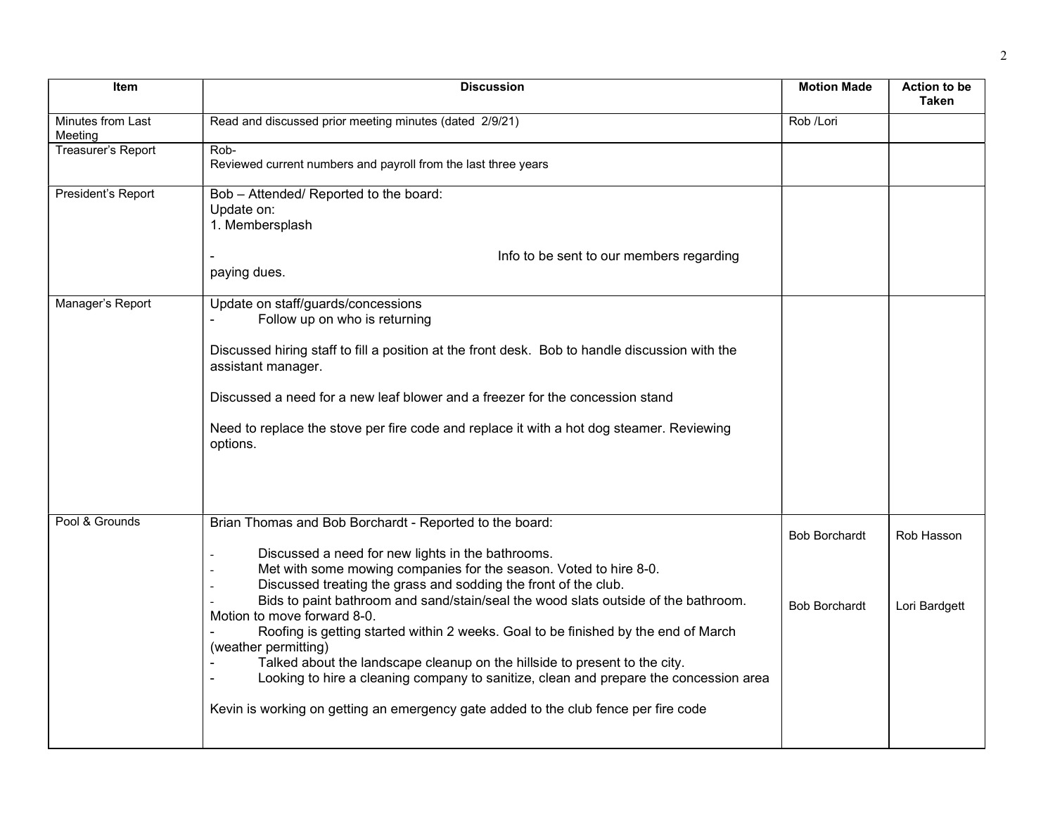| Item | Discussion | Motion Made | Action to be Taken |
| --- | --- | --- | --- |
| Minutes from Last Meeting | Read and discussed prior meeting minutes (dated 2/9/21) | Rob /Lori | |
| Treasurer's Report | Rob-<br>Reviewed current numbers and payroll from the last three years | | |
| President's Report | Bob – Attended/ Reported to the board:<br>Update on:<br>1. Membersplash<br><br>- Info to be sent to our members regarding paying dues. | | |
| Manager's Report | Update on staff/guards/concessions<br>- Follow up on who is returning<br><br>Discussed hiring staff to fill a position at the front desk. Bob to handle discussion with the assistant manager.<br><br>Discussed a need for a new leaf blower and a freezer for the concession stand<br><br>Need to replace the stove per fire code and replace it with a hot dog steamer. Reviewing options. | | |
| Pool & Grounds | Brian Thomas and Bob Borchardt - Reported to the board:<br><br>- Discussed a need for new lights in the bathrooms.<br>- Met with some mowing companies for the season. Voted to hire 8-0.<br>- Discussed treating the grass and sodding the front of the club.<br>- Bids to paint bathroom and sand/stain/seal the wood slats outside of the bathroom. Motion to move forward 8-0.<br>- Roofing is getting started within 2 weeks. Goal to be finished by the end of March (weather permitting)<br>- Talked about the landscape cleanup on the hillside to present to the city.<br>- Looking to hire a cleaning company to sanitize, clean and prepare the concession area<br><br>Kevin is working on getting an emergency gate added to the club fence per fire code | Bob Borchardt<br><br><br><br>Bob Borchardt | Rob Hasson<br><br><br><br>Lori Bardgett |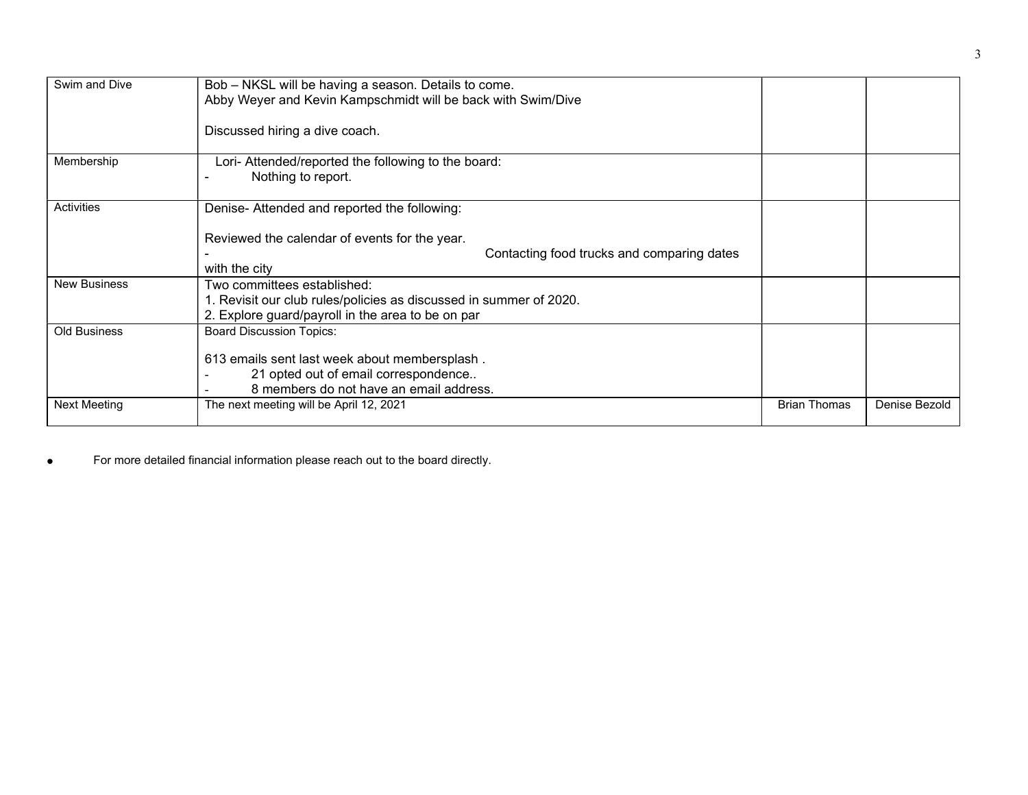| | | | |
|---|---|---|---|
| Swim and Dive | Bob – NKSL will be having a season. Details to come.<br>Abby Weyer and Kevin Kampschmidt will be back with Swim/Dive<br><br>Discussed hiring a dive coach. | | |
| Membership | Lori- Attended/reported the following to the board:<br>- Nothing to report. | | |
| Activities | Denise- Attended and reported the following:<br><br>Reviewed the calendar of events for the year.<br>- Contacting food trucks and comparing dates with the city | | |
| New Business | Two committees established:<br>1. Revisit our club rules/policies as discussed in summer of 2020.<br>2. Explore guard/payroll in the area to be on par | | |
| Old Business | Board Discussion Topics:<br><br>613 emails sent last week about membersplash .<br>- 21 opted out of email correspondence..<br>- 8 members do not have an email address. | | |
| Next Meeting | The next meeting will be April 12, 2021 | Brian Thomas | Denise Bezold |

- For more detailed financial information please reach out to the board directly.